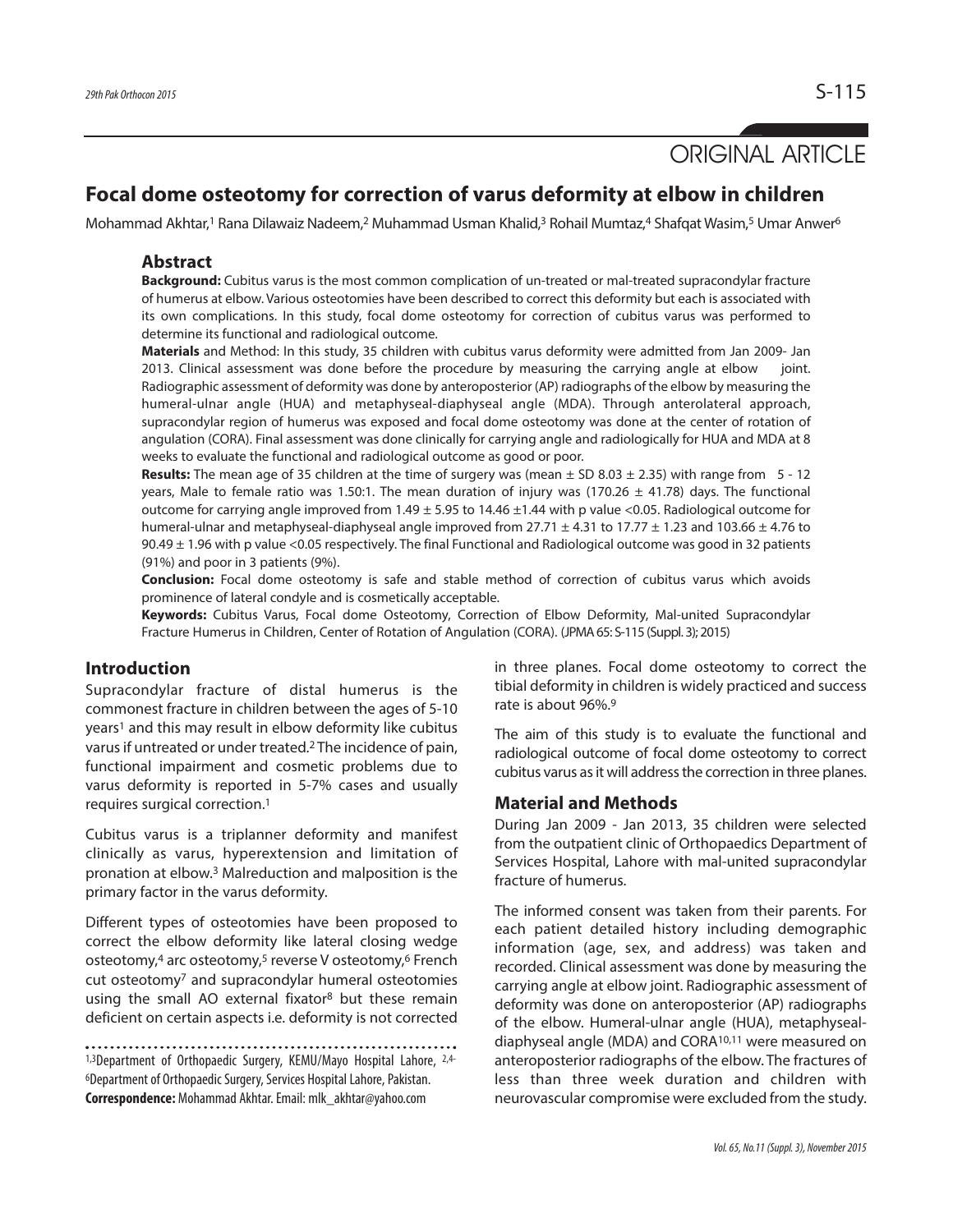ORIGINAL ARTICLE

# Focal dome osteotomy for correction of varus deformity at elbow in children

Mohammad Akhtar,[1] Rana Dilawaiz Nadeem,[2] Muhammad Usman Khalid,[3] Rohail Mumtaz,[4] Shafqat Wasim,[5] Umar Anwer[6]

## Abstract

**Background:** Cubitus varus is the most common complication of un-treated or mal-treated supracondylar fracture of humerus at elbow. Various osteotomies have been described to correct this deformity but each is associated with its own complications. In this study, focal dome osteotomy for correction of cubitus varus was performed to determine its functional and radiological outcome.

**Materials** and Method: In this study, 35 children with cubitus varus deformity were admitted from Jan 2009- Jan 2013. Clinical assessment was done before the procedure by measuring the carrying angle at elbow joint. Radiographic assessment of deformity was done by anteroposterior (AP) radiographs of the elbow by measuring the humeral-ulnar angle (HUA) and metaphyseal-diaphyseal angle (MDA). Through anterolateral approach, supracondylar region of humerus was exposed and focal dome osteotomy was done at the center of rotation of angulation (CORA). Final assessment was done clinically for carrying angle and radiologically for HUA and MDA at 8 weeks to evaluate the functional and radiological outcome as good or poor.

**Results:** The mean age of 35 children at the time of surgery was (mean $\pm$ SD 8.03 $\pm$ 2.35) with range from 5 - 12 years, Male to female ratio was 1.50:1. The mean duration of injury was (170.26 $\pm$ 41.78) days. The functional outcome for carrying angle improved from 1.49 $\pm$ 5.95 to 14.46 $\pm$1.44 with p value <0.05. Radiological outcome for humeral-ulnar and metaphyseal-diaphyseal angle improved from 27.71 $\pm$ 4.31 to 17.77 $\pm$ 1.23 and 103.66 $\pm$ 4.76 to 90.49 $\pm$ 1.96 with p value <0.05 respectively. The final Functional and Radiological outcome was good in 32 patients (91%) and poor in 3 patients (9%).

**Conclusion:** Focal dome osteotomy is safe and stable method of correction of cubitus varus which avoids prominence of lateral condyle and is cosmetically acceptable.

**Keywords:** Cubitus Varus, Focal dome Osteotomy, Correction of Elbow Deformity, Mal-united Supracondylar Fracture Humerus in Children, Center of Rotation of Angulation (CORA). (JPMA 65: S-115 (Suppl. 3); 2015)

## Introduction

Supracondylar fracture of distal humerus is the commonest fracture in children between the ages of 5-10 years[1] and this may result in elbow deformity like cubitus varus if untreated or under treated.[2] The incidence of pain, functional impairment and cosmetic problems due to varus deformity is reported in 5-7% cases and usually requires surgical correction.[1]

Cubitus varus is a triplanner deformity and manifest clinically as varus, hyperextension and limitation of pronation at elbow.[3] Malreduction and malposition is the primary factor in the varus deformity.

Different types of osteotomies have been proposed to correct the elbow deformity like lateral closing wedge osteotomy,[4] arc osteotomy,[5] reverse V osteotomy,[6] French cut osteotomy[7] and supracondylar humeral osteotomies using the small AO external fixator[8] but these remain deficient on certain aspects i.e. deformity is not corrected in three planes. Focal dome osteotomy to correct the tibial deformity in children is widely practiced and success rate is about 96%.[9]

The aim of this study is to evaluate the functional and radiological outcome of focal dome osteotomy to correct cubitus varus as it will address the correction in three planes.

## Material and Methods

During Jan 2009 - Jan 2013, 35 children were selected from the outpatient clinic of Orthopaedics Department of Services Hospital, Lahore with mal-united supracondylar fracture of humerus.

The informed consent was taken from their parents. For each patient detailed history including demographic information (age, sex, and address) was taken and recorded. Clinical assessment was done by measuring the carrying angle at elbow joint. Radiographic assessment of deformity was done on anteroposterior (AP) radiographs of the elbow. Humeral-ulnar angle (HUA), metaphyseal-diaphyseal angle (MDA) and CORA[10,11] were measured on anteroposterior radiographs of the elbow. The fractures of less than three week duration and children with neurovascular compromise were excluded from the study.

[1,3]Department of Orthopaedic Surgery, KEMU/Mayo Hospital Lahore, [2,4-6]Department of Orthopaedic Surgery, Services Hospital Lahore, Pakistan.

**Correspondence:** Mohammad Akhtar. Email: mlk_akhtar@yahoo.com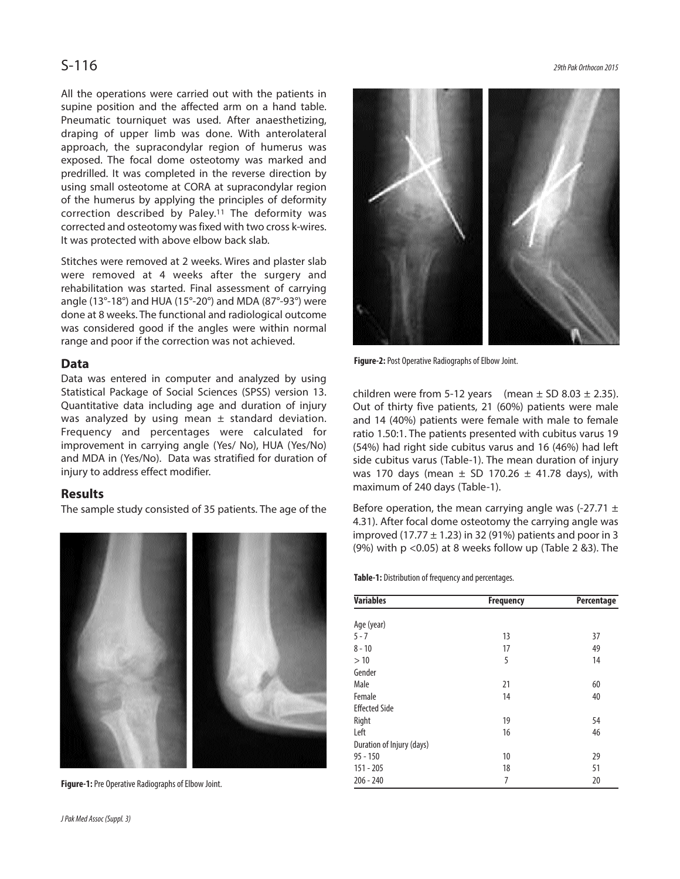All the operations were carried out with the patients in supine position and the affected arm on a hand table. Pneumatic tourniquet was used. After anaesthetizing, draping of upper limb was done. With anterolateral approach, the supracondylar region of humerus was exposed. The focal dome osteotomy was marked and predrilled. It was completed in the reverse direction by using small osteotome at CORA at supracondylar region of the humerus by applying the principles of deformity correction described by Paley.[11] The deformity was corrected and osteotomy was fixed with two cross k-wires. It was protected with above elbow back slab.

Stitches were removed at 2 weeks. Wires and plaster slab were removed at 4 weeks after the surgery and rehabilitation was started. Final assessment of carrying angle (13°-18°) and HUA (15°-20°) and MDA (87°-93°) were done at 8 weeks. The functional and radiological outcome was considered good if the angles were within normal range and poor if the correction was not achieved.

## Data

Data was entered in computer and analyzed by using Statistical Package of Social Sciences (SPSS) version 13. Quantitative data including age and duration of injury was analyzed by using mean ± standard deviation. Frequency and percentages were calculated for improvement in carrying angle (Yes/ No), HUA (Yes/No) and MDA in (Yes/No). Data was stratified for duration of injury to address effect modifier.

## Results

The sample study consisted of 35 patients. The age of the children were from 5-12 years (mean ± SD 8.03 ± 2.35). Out of thirty five patients, 21 (60%) patients were male and 14 (40%) patients were female with male to female ratio 1.50:1. The patients presented with cubitus varus 19 (54%) had right side cubitus varus and 16 (46%) had left side cubitus varus (Table-1). The mean duration of injury was 170 days (mean ± SD 170.26 ± 41.78 days), with maximum of 240 days (Table-1).

**Figure-1:** Pre Operative Radiographs of Elbow Joint.

**Figure-2:** Post Operative Radiographs of Elbow Joint.

Before operation, the mean carrying angle was (-27.71 ± 4.31). After focal dome osteotomy the carrying angle was improved (17.77 ± 1.23) in 32 (91%) patients and poor in 3 (9%) with $p < 0.05$) at 8 weeks follow up (Table 2 &3). The

**Table-1:** Distribution of frequency and percentages.

| Variables | Frequency | Percentage |
|---|---|---|
| Age (year) | | |
| 5 - 7 | 13 | 37 |
| 8 - 10 | 17 | 49 |
| > 10 | 5 | 14 |
| Gender | | |
| Male | 21 | 60 |
| Female | 14 | 40 |
| Effected Side | | |
| Right | 19 | 54 |
| Left | 16 | 46 |
| Duration of Injury (days) | | |
| 95 - 150 | 10 | 29 |
| 151 - 205 | 18 | 51 |
| 206 - 240 | 7 | 20 |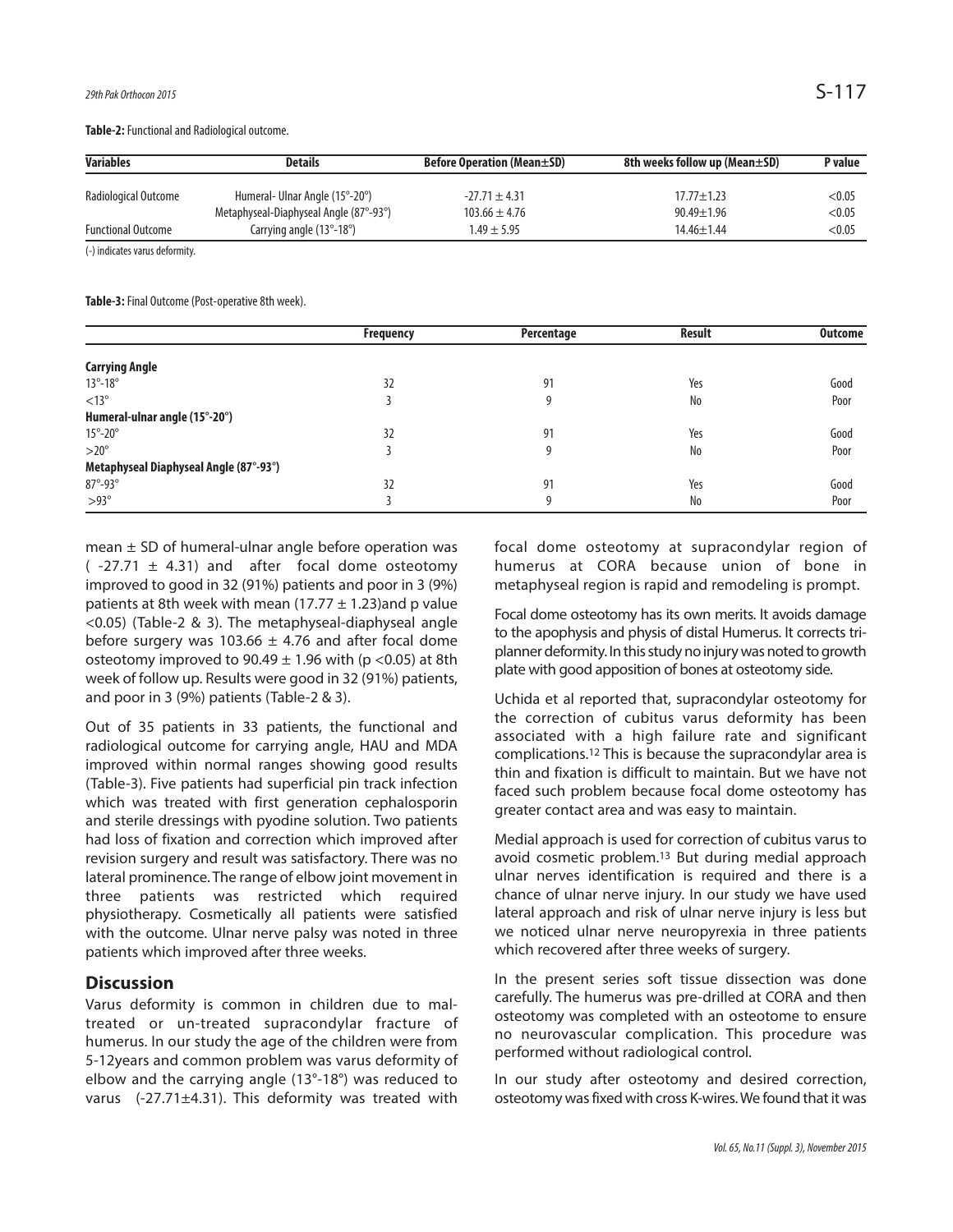**Table-2:** Functional and Radiological outcome.

| Variables | Details | Before Operation (Mean±SD) | 8th weeks follow up (Mean±SD) | P value |
|---|---|---|---|---|
| Radiological Outcome | Humeral- Ulnar Angle (15°-20°) | -27.71 ± 4.31 | 17.77±1.23 | <0.05 |
| | Metaphyseal-Diaphyseal Angle (87°-93°) | 103.66 ± 4.76 | 90.49±1.96 | <0.05 |
| Functional Outcome | Carrying angle (13°-18°) | 1.49 ± 5.95 | 14.46±1.44 | <0.05 |

(-) indicates varus deformity.

**Table-3:** Final Outcome (Post-operative 8th week).

| | Frequency | Percentage | Result | Outcome |
|---|---|---|---|---|
| **Carrying Angle** | | | | |
| 13°-18° | 32 | 91 | Yes | Good |
| <13° | 3 | 9 | No | Poor |
| **Humeral-ulnar angle (15°-20°)** | | | | |
| 15°-20° | 32 | 91 | Yes | Good |
| >20° | 3 | 9 | No | Poor |
| **Metaphyseal Diaphyseal Angle (87°-93°)** | | | | |
| 87°-93° | 32 | 91 | Yes | Good |
| >93° | 3 | 9 | No | Poor |

mean ± SD of humeral-ulnar angle before operation was ( -27.71 ± 4.31) and after focal dome osteotomy improved to good in 32 (91%) patients and poor in 3 (9%) patients at 8th week with mean (17.77 ± 1.23)and p value <0.05) (Table-2 & 3). The metaphyseal-diaphyseal angle before surgery was 103.66 ± 4.76 and after focal dome osteotomy improved to 90.49 ± 1.96 with (p <0.05) at 8th week of follow up. Results were good in 32 (91%) patients, and poor in 3 (9%) patients (Table-2 & 3).

Out of 35 patients in 33 patients, the functional and radiological outcome for carrying angle, HAU and MDA improved within normal ranges showing good results (Table-3). Five patients had superficial pin track infection which was treated with first generation cephalosporin and sterile dressings with pyodine solution. Two patients had loss of fixation and correction which improved after revision surgery and result was satisfactory. There was no lateral prominence. The range of elbow joint movement in three patients was restricted which required physiotherapy. Cosmetically all patients were satisfied with the outcome. Ulnar nerve palsy was noted in three patients which improved after three weeks.

## Discussion

Varus deformity is common in children due to mal-treated or un-treated supracondylar fracture of humerus. In our study the age of the children were from 5-12years and common problem was varus deformity of elbow and the carrying angle (13°-18°) was reduced to varus (-27.71±4.31). This deformity was treated with focal dome osteotomy at supracondylar region of humerus at CORA because union of bone in metaphyseal region is rapid and remodeling is prompt.

Focal dome osteotomy has its own merits. It avoids damage to the apophysis and physis of distal Humerus. It corrects tri-planner deformity. In this study no injury was noted to growth plate with good apposition of bones at osteotomy side.

Uchida et al reported that, supracondylar osteotomy for the correction of cubitus varus deformity has been associated with a high failure rate and significant complications.[12] This is because the supracondylar area is thin and fixation is difficult to maintain. But we have not faced such problem because focal dome osteotomy has greater contact area and was easy to maintain.

Medial approach is used for correction of cubitus varus to avoid cosmetic problem.[13] But during medial approach ulnar nerves identification is required and there is a chance of ulnar nerve injury. In our study we have used lateral approach and risk of ulnar nerve injury is less but we noticed ulnar nerve neuropyrexia in three patients which recovered after three weeks of surgery.

In the present series soft tissue dissection was done carefully. The humerus was pre-drilled at CORA and then osteotomy was completed with an osteotome to ensure no neurovascular complication. This procedure was performed without radiological control.

In our study after osteotomy and desired correction, osteotomy was fixed with cross K-wires. We found that it was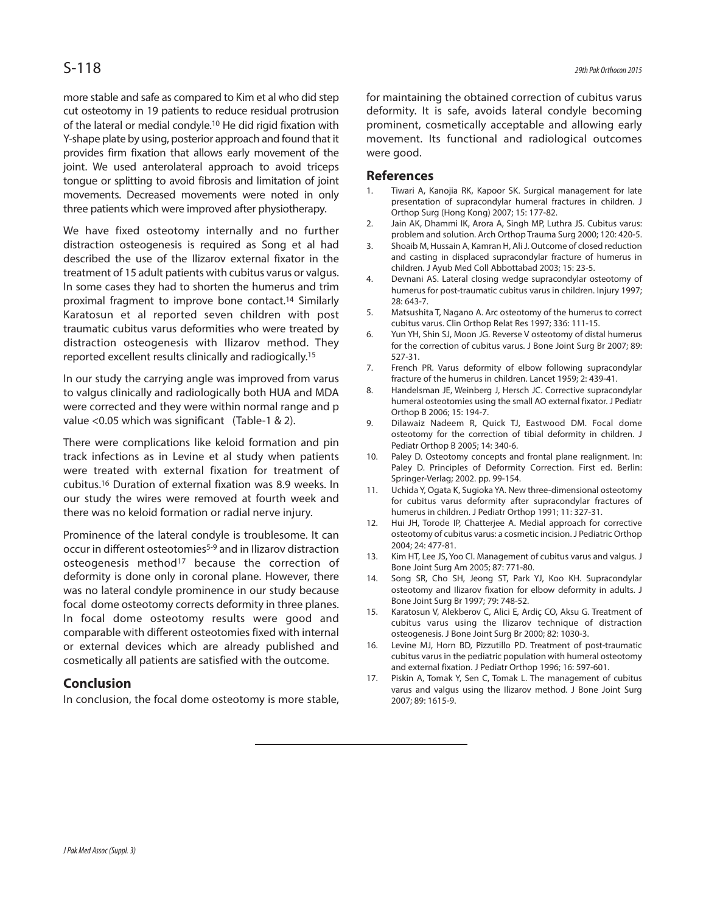more stable and safe as compared to Kim et al who did step cut osteotomy in 19 patients to reduce residual protrusion of the lateral or medial condyle.[10] He did rigid fixation with Y-shape plate by using, posterior approach and found that it provides firm fixation that allows early movement of the joint. We used anterolateral approach to avoid triceps tongue or splitting to avoid fibrosis and limitation of joint movements. Decreased movements were noted in only three patients which were improved after physiotherapy.

We have fixed osteotomy internally and no further distraction osteogenesis is required as Song et al had described the use of the Ilizarov external fixator in the treatment of 15 adult patients with cubitus varus or valgus. In some cases they had to shorten the humerus and trim proximal fragment to improve bone contact.[14] Similarly Karatosun et al reported seven children with post traumatic cubitus varus deformities who were treated by distraction osteogenesis with Ilizarov method. They reported excellent results clinically and radiogically.[15]

In our study the carrying angle was improved from varus to valgus clinically and radiologically both HUA and MDA were corrected and they were within normal range and p value <0.05 which was significant (Table-1 & 2).

There were complications like keloid formation and pin track infections as in Levine et al study when patients were treated with external fixation for treatment of cubitus.[16] Duration of external fixation was 8.9 weeks. In our study the wires were removed at fourth week and there was no keloid formation or radial nerve injury.

Prominence of the lateral condyle is troublesome. It can occur in different osteotomies[5-9] and in Ilizarov distraction osteogenesis method[17] because the correction of deformity is done only in coronal plane. However, there was no lateral condyle prominence in our study because focal dome osteotomy corrects deformity in three planes. In focal dome osteotomy results were good and comparable with different osteotomies fixed with internal or external devices which are already published and cosmetically all patients are satisfied with the outcome.

## Conclusion

In conclusion, the focal dome osteotomy is more stable, for maintaining the obtained correction of cubitus varus deformity. It is safe, avoids lateral condyle becoming prominent, cosmetically acceptable and allowing early movement. Its functional and radiological outcomes were good.

## References

1. Tiwari A, Kanojia RK, Kapoor SK. Surgical management for late presentation of supracondylar humeral fractures in children. J Orthop Surg (Hong Kong) 2007; 15: 177-82.
2. Jain AK, Dhammi IK, Arora A, Singh MP, Luthra JS. Cubitus varus: problem and solution. Arch Orthop Trauma Surg 2000; 120: 420-5.
3. Shoaib M, Hussain A, Kamran H, Ali J. Outcome of closed reduction and casting in displaced supracondylar fracture of humerus in children. J Ayub Med Coll Abbottabad 2003; 15: 23-5.
4. Devnani AS. Lateral closing wedge supracondylar osteotomy of humerus for post-traumatic cubitus varus in children. Injury 1997; 28: 643-7.
5. Matsushita T, Nagano A. Arc osteotomy of the humerus to correct cubitus varus. Clin Orthop Relat Res 1997; 336: 111-15.
6. Yun YH, Shin SJ, Moon JG. Reverse V osteotomy of distal humerus for the correction of cubitus varus. J Bone Joint Surg Br 2007; 89: 527-31.
7. French PR. Varus deformity of elbow following supracondylar fracture of the humerus in children. Lancet 1959; 2: 439-41.
8. Handelsman JE, Weinberg J, Hersch JC. Corrective supracondylar humeral osteotomies using the small AO external fixator. J Pediatr Orthop B 2006; 15: 194-7.
9. Dilawaiz Nadeem R, Quick TJ, Eastwood DM. Focal dome osteotomy for the correction of tibial deformity in children. J Pediatr Orthop B 2005; 14: 340-6.
10. Paley D. Osteotomy concepts and frontal plane realignment. In: Paley D. Principles of Deformity Correction. First ed. Berlin: Springer-Verlag; 2002. pp. 99-154.
11. Uchida Y, Ogata K, Sugioka YA. New three-dimensional osteotomy for cubitus varus deformity after supracondylar fractures of humerus in children. J Pediatr Orthop 1991; 11: 327-31.
12. Hui JH, Torode IP, Chatterjee A. Medial approach for corrective osteotomy of cubitus varus: a cosmetic incision. J Pediatric Orthop 2004; 24: 477-81.
13. Kim HT, Lee JS, Yoo CI. Management of cubitus varus and valgus. J Bone Joint Surg Am 2005; 87: 771-80.
14. Song SR, Cho SH, Jeong ST, Park YJ, Koo KH. Supracondylar osteotomy and Ilizarov fixation for elbow deformity in adults. J Bone Joint Surg Br 1997; 79: 748-52.
15. Karatosun V, Alekberov C, Alici E, Ardiç CO, Aksu G. Treatment of cubitus varus using the Ilizarov technique of distraction osteogenesis. J Bone Joint Surg Br 2000; 82: 1030-3.
16. Levine MJ, Horn BD, Pizzutillo PD. Treatment of post-traumatic cubitus varus in the pediatric population with humeral osteotomy and external fixation. J Pediatr Orthop 1996; 16: 597-601.
17. Piskin A, Tomak Y, Sen C, Tomak L. The management of cubitus varus and valgus using the Ilizarov method. J Bone Joint Surg 2007; 89: 1615-9.